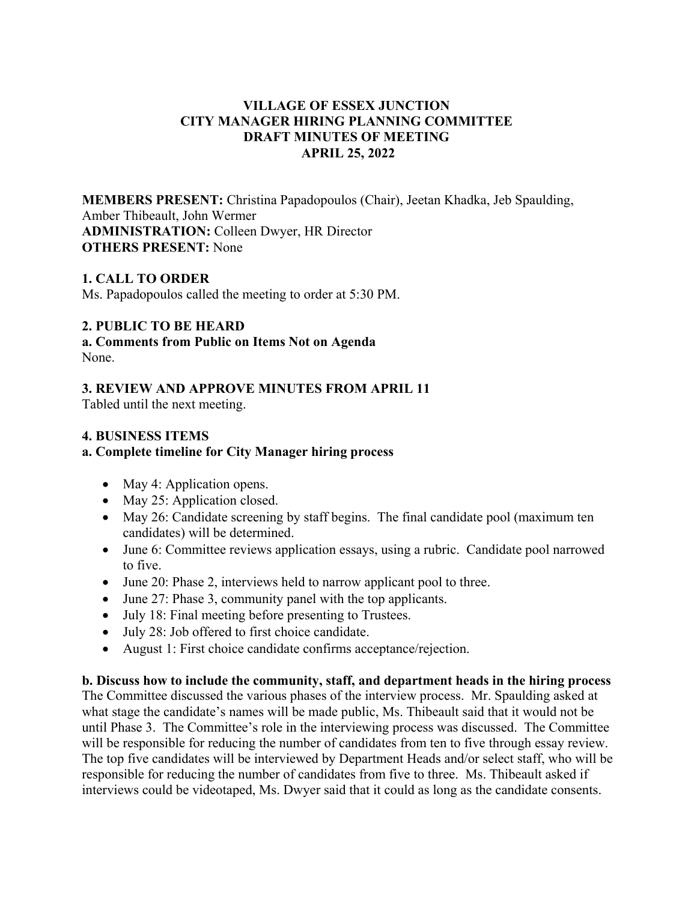# VILLAGE OF ESSEX JUNCTION
## CITY MANAGER HIRING PLANNING COMMITTEE
## DRAFT MINUTES OF MEETING
## APRIL 25, 2022

**MEMBERS PRESENT:** Christina Papadopoulos (Chair), Jeetan Khadka, Jeb Spaulding, Amber Thibeault, John Wermer
**ADMINISTRATION:** Colleen Dwyer, HR Director
**OTHERS PRESENT:** None

**1. CALL TO ORDER**
Ms. Papadopoulos called the meeting to order at 5:30 PM.

**2. PUBLIC TO BE HEARD**
**a. Comments from Public on Items Not on Agenda**
None.

**3. REVIEW AND APPROVE MINUTES FROM APRIL 11**
Tabled until the next meeting.

**4. BUSINESS ITEMS**
**a. Complete timeline for City Manager hiring process**

- May 4: Application opens.
- May 25: Application closed.
- May 26: Candidate screening by staff begins. The final candidate pool (maximum ten candidates) will be determined.
- June 6: Committee reviews application essays, using a rubric. Candidate pool narrowed to five.
- June 20: Phase 2, interviews held to narrow applicant pool to three.
- June 27: Phase 3, community panel with the top applicants.
- July 18: Final meeting before presenting to Trustees.
- July 28: Job offered to first choice candidate.
- August 1: First choice candidate confirms acceptance/rejection.

**b. Discuss how to include the community, staff, and department heads in the hiring process**
The Committee discussed the various phases of the interview process. Mr. Spaulding asked at what stage the candidate's names will be made public, Ms. Thibeault said that it would not be until Phase 3. The Committee's role in the interviewing process was discussed. The Committee will be responsible for reducing the number of candidates from ten to five through essay review. The top five candidates will be interviewed by Department Heads and/or select staff, who will be responsible for reducing the number of candidates from five to three. Ms. Thibeault asked if interviews could be videotaped, Ms. Dwyer said that it could as long as the candidate consents.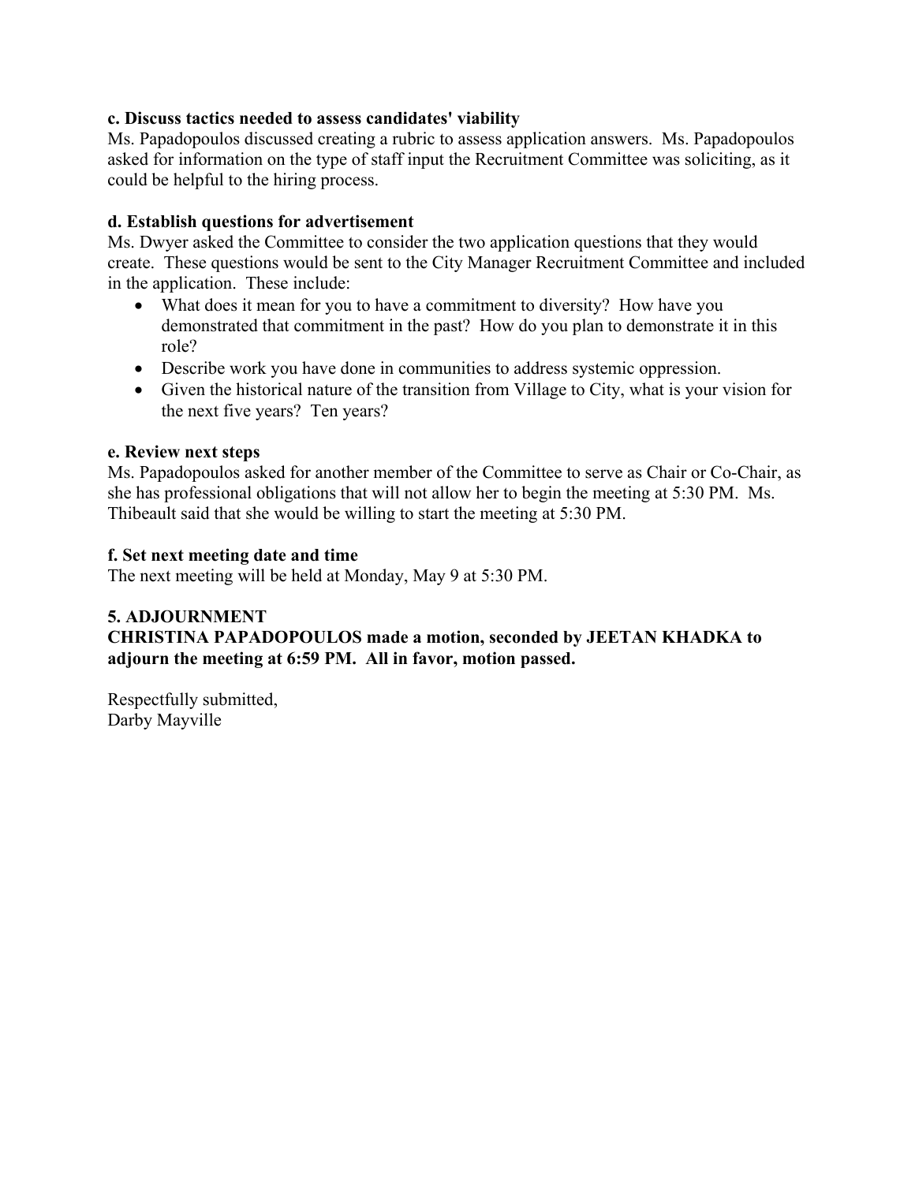**c. Discuss tactics needed to assess candidates' viability**

Ms. Papadopoulos discussed creating a rubric to assess application answers. Ms. Papadopoulos asked for information on the type of staff input the Recruitment Committee was soliciting, as it could be helpful to the hiring process.

**d. Establish questions for advertisement**

Ms. Dwyer asked the Committee to consider the two application questions that they would create. These questions would be sent to the City Manager Recruitment Committee and included in the application. These include:

- What does it mean for you to have a commitment to diversity? How have you demonstrated that commitment in the past? How do you plan to demonstrate it in this role?
- Describe work you have done in communities to address systemic oppression.
- Given the historical nature of the transition from Village to City, what is your vision for the next five years? Ten years?

**e. Review next steps**

Ms. Papadopoulos asked for another member of the Committee to serve as Chair or Co-Chair, as she has professional obligations that will not allow her to begin the meeting at 5:30 PM. Ms. Thibeault said that she would be willing to start the meeting at 5:30 PM.

**f. Set next meeting date and time**

The next meeting will be held at Monday, May 9 at 5:30 PM.

**5. ADJOURNMENT**

**CHRISTINA PAPADOPOULOS made a motion, seconded by JEETAN KHADKA to adjourn the meeting at 6:59 PM. All in favor, motion passed.**

Respectfully submitted,
Darby Mayville